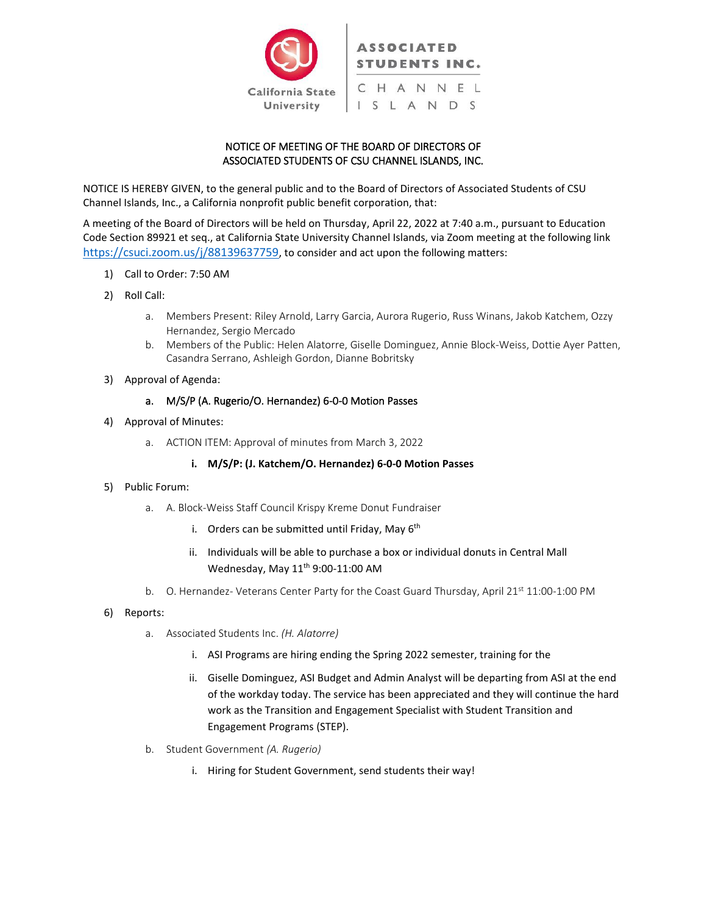ASSOCIATED STUDENTS INC.
CHANNEL ISLANDS

California State University

NOTICE OF MEETING OF THE BOARD OF DIRECTORS OF
ASSOCIATED STUDENTS OF CSU CHANNEL ISLANDS, INC.

NOTICE IS HEREBY GIVEN, to the general public and to the Board of Directors of Associated Students of CSU Channel Islands, Inc., a California nonprofit public benefit corporation, that:

A meeting of the Board of Directors will be held on Thursday, April 22, 2022 at 7:40 a.m., pursuant to Education Code Section 89921 et seq., at California State University Channel Islands, via Zoom meeting at the following link https://csuci.zoom.us/j/88139637759, to consider and act upon the following matters:

1) Call to Order: 7:50 AM
2) Roll Call:
   a. Members Present: Riley Arnold, Larry Garcia, Aurora Rugerio, Russ Winans, Jakob Katchem, Ozzy Hernandez, Sergio Mercado
   b. Members of the Public: Helen Alatorre, Giselle Dominguez, Annie Block-Weiss, Dottie Ayer Patten, Casandra Serrano, Ashleigh Gordon, Dianne Bobritsky
3) Approval of Agenda:
   a. M/S/P (A. Rugerio/O. Hernandez) 6-0-0 Motion Passes
4) Approval of Minutes:
   a. ACTION ITEM: Approval of minutes from March 3, 2022
      i. **M/S/P: (J. Katchem/O. Hernandez) 6-0-0 Motion Passes**
5) Public Forum:
   a. A. Block-Weiss Staff Council Krispy Kreme Donut Fundraiser
      i. Orders can be submitted until Friday, May 6th
      ii. Individuals will be able to purchase a box or individual donuts in Central Mall Wednesday, May 11th 9:00-11:00 AM
   b. O. Hernandez- Veterans Center Party for the Coast Guard Thursday, April 21st 11:00-1:00 PM
6) Reports:
   a. Associated Students Inc. *(H. Alatorre)*
      i. ASI Programs are hiring ending the Spring 2022 semester, training for the
      ii. Giselle Dominguez, ASI Budget and Admin Analyst will be departing from ASI at the end of the workday today. The service has been appreciated and they will continue the hard work as the Transition and Engagement Specialist with Student Transition and Engagement Programs (STEP).
   b. Student Government *(A. Rugerio)*
      i. Hiring for Student Government, send students their way!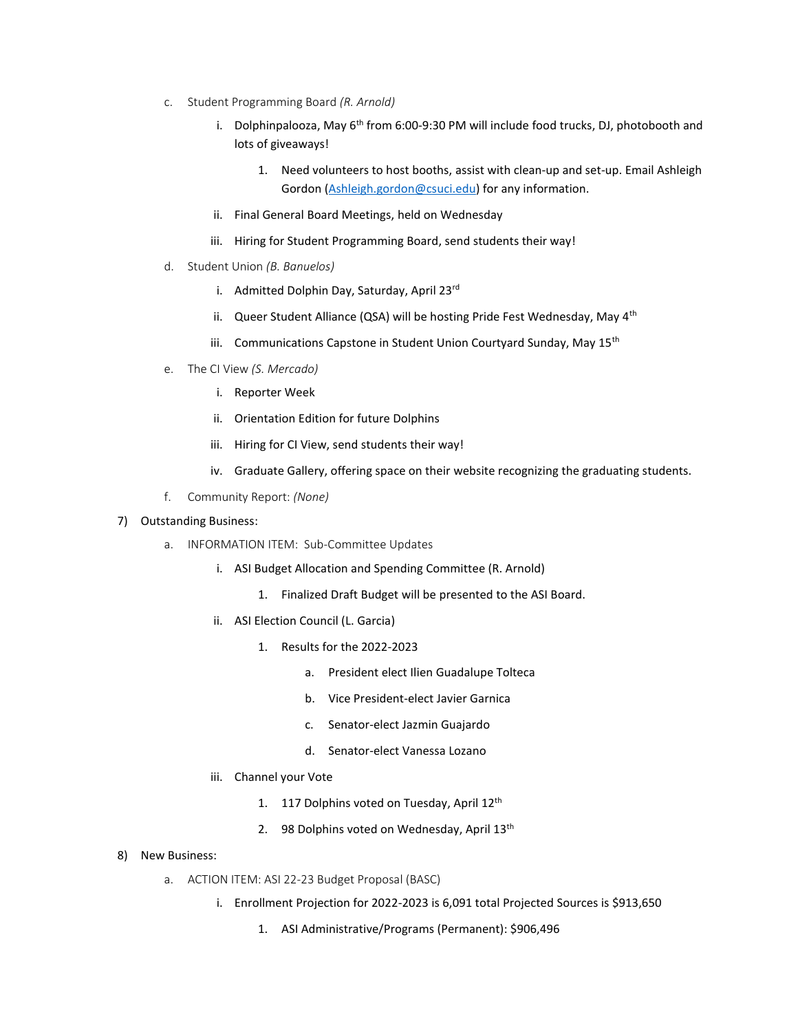- c. Student Programming Board *(R. Arnold)*
  - i. Dolphinpalooza, May 6th from 6:00-9:30 PM will include food trucks, DJ, photobooth and lots of giveaways!
    1. Need volunteers to host booths, assist with clean-up and set-up. Email Ashleigh Gordon ([Ashleigh.gordon@csuci.edu](mailto:Ashleigh.gordon@csuci.edu)) for any information.
  - ii. Final General Board Meetings, held on Wednesday
  - iii. Hiring for Student Programming Board, send students their way!
- d. Student Union *(B. Banuelos)*
  - i. Admitted Dolphin Day, Saturday, April 23rd
  - ii. Queer Student Alliance (QSA) will be hosting Pride Fest Wednesday, May 4th
  - iii. Communications Capstone in Student Union Courtyard Sunday, May 15th
- e. The CI View *(S. Mercado)*
  - i. Reporter Week
  - ii. Orientation Edition for future Dolphins
  - iii. Hiring for CI View, send students their way!
  - iv. Graduate Gallery, offering space on their website recognizing the graduating students.
- f. Community Report: *(None)*

7) Outstanding Business:
- a. INFORMATION ITEM: Sub-Committee Updates
  - i. ASI Budget Allocation and Spending Committee (R. Arnold)
    1. Finalized Draft Budget will be presented to the ASI Board.
  - ii. ASI Election Council (L. Garcia)
    1. Results for the 2022-2023
       - a. President elect Ilien Guadalupe Tolteca
       - b. Vice President-elect Javier Garnica
       - c. Senator-elect Jazmin Guajardo
       - d. Senator-elect Vanessa Lozano
  - iii. Channel your Vote
    1. 117 Dolphins voted on Tuesday, April 12th
    2. 98 Dolphins voted on Wednesday, April 13th

8) New Business:
- a. ACTION ITEM: ASI 22-23 Budget Proposal (BASC)
  - i. Enrollment Projection for 2022-2023 is 6,091 total Projected Sources is $913,650
    1. ASI Administrative/Programs (Permanent): $906,496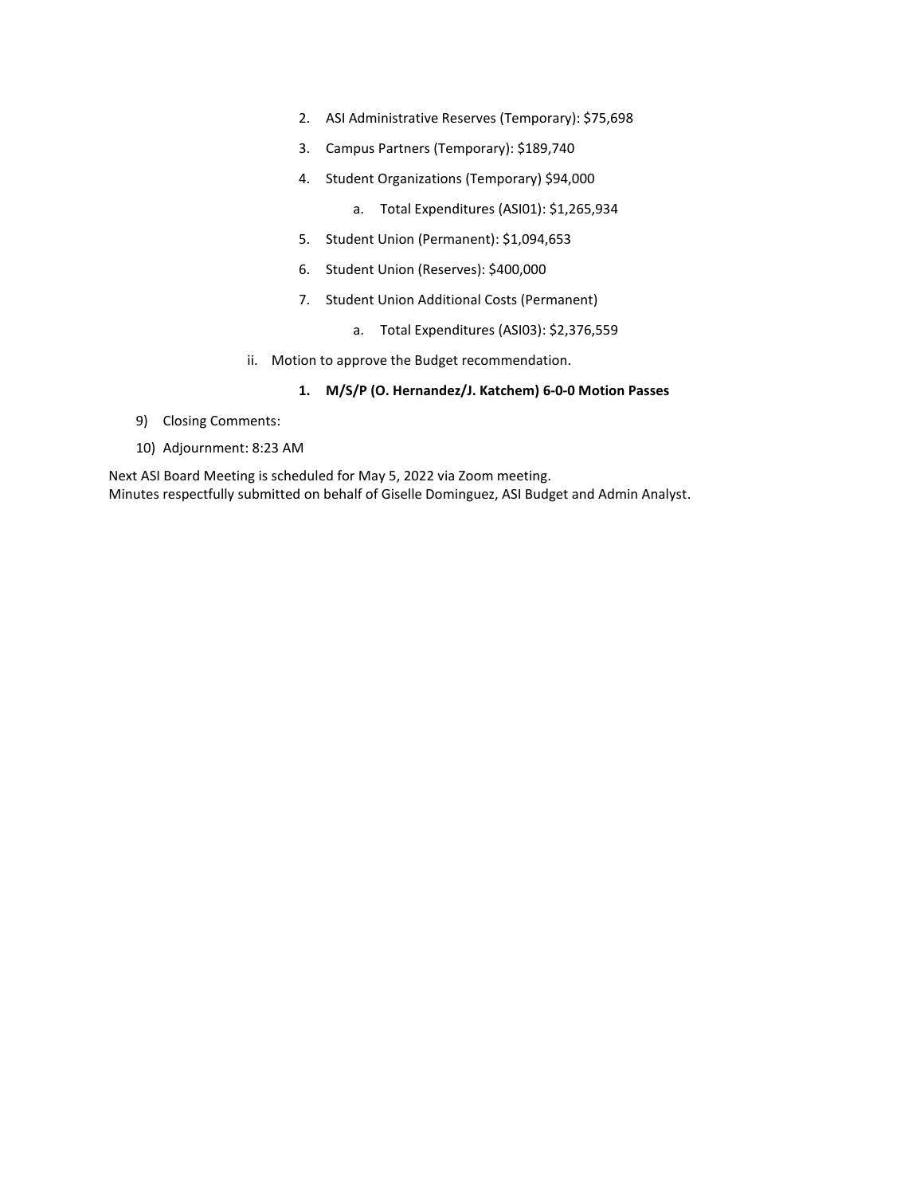2. ASI Administrative Reserves (Temporary): $75,698
3. Campus Partners (Temporary): $189,740
4. Student Organizations (Temporary) $94,000
    a. Total Expenditures (ASI01): $1,265,934
5. Student Union (Permanent): $1,094,653
6. Student Union (Reserves): $400,000
7. Student Union Additional Costs (Permanent)
    a. Total Expenditures (ASI03): $2,376,559

ii. Motion to approve the Budget recommendation.

1. **M/S/P (O. Hernandez/J. Katchem) 6-0-0 Motion Passes**

9) Closing Comments:

10) Adjournment: 8:23 AM

Next ASI Board Meeting is scheduled for May 5, 2022 via Zoom meeting.
Minutes respectfully submitted on behalf of Giselle Dominguez, ASI Budget and Admin Analyst.